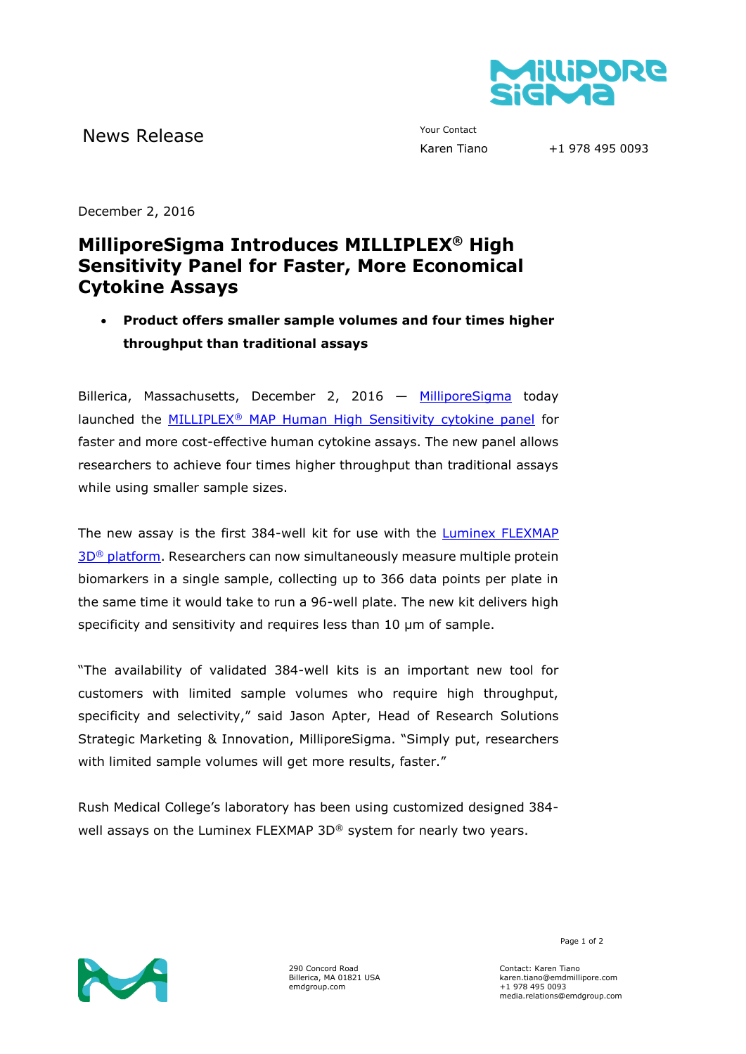News Release

Your Contact
Karen Tiano +1 978 495 0093

December 2, 2016

# MilliporeSigma Introduces MILLIPLEX® High Sensitivity Panel for Faster, More Economical Cytokine Assays

- **Product offers smaller sample volumes and four times higher throughput than traditional assays**

Billerica, Massachusetts, December 2, 2016 — MilliporeSigma today launched the MILLIPLEX® MAP Human High Sensitivity cytokine panel for faster and more cost-effective human cytokine assays. The new panel allows researchers to achieve four times higher throughput than traditional assays while using smaller sample sizes.

The new assay is the first 384-well kit for use with the Luminex FLEXMAP 3D® platform. Researchers can now simultaneously measure multiple protein biomarkers in a single sample, collecting up to 366 data points per plate in the same time it would take to run a 96-well plate. The new kit delivers high specificity and sensitivity and requires less than 10 µm of sample.

"The availability of validated 384-well kits is an important new tool for customers with limited sample volumes who require high throughput, specificity and selectivity," said Jason Apter, Head of Research Solutions Strategic Marketing & Innovation, MilliporeSigma. "Simply put, researchers with limited sample volumes will get more results, faster."

Rush Medical College's laboratory has been using customized designed 384-well assays on the Luminex FLEXMAP 3D® system for nearly two years.

290 Concord Road
Billerica, MA 01821 USA
emdgroup.com

Contact: Karen Tiano
karen.tiano@emdmillipore.com
+1 978 495 0093
media.relations@emdgroup.com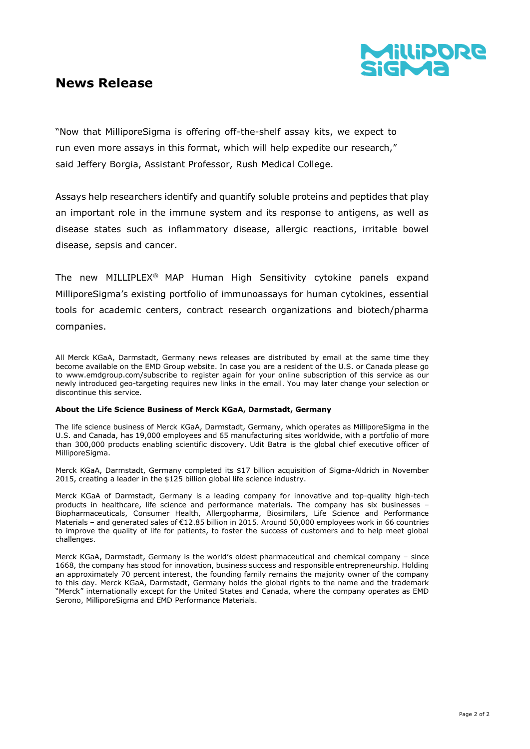# News Release

"Now that MilliporeSigma is offering off-the-shelf assay kits, we expect to run even more assays in this format, which will help expedite our research," said Jeffery Borgia, Assistant Professor, Rush Medical College.

Assays help researchers identify and quantify soluble proteins and peptides that play an important role in the immune system and its response to antigens, as well as disease states such as inflammatory disease, allergic reactions, irritable bowel disease, sepsis and cancer.

The new MILLIPLEX® MAP Human High Sensitivity cytokine panels expand MilliporeSigma's existing portfolio of immunoassays for human cytokines, essential tools for academic centers, contract research organizations and biotech/pharma companies.

All Merck KGaA, Darmstadt, Germany news releases are distributed by email at the same time they become available on the EMD Group website. In case you are a resident of the U.S. or Canada please go to www.emdgroup.com/subscribe to register again for your online subscription of this service as our newly introduced geo-targeting requires new links in the email. You may later change your selection or discontinue this service.

**About the Life Science Business of Merck KGaA, Darmstadt, Germany**

The life science business of Merck KGaA, Darmstadt, Germany, which operates as MilliporeSigma in the U.S. and Canada, has 19,000 employees and 65 manufacturing sites worldwide, with a portfolio of more than 300,000 products enabling scientific discovery. Udit Batra is the global chief executive officer of MilliporeSigma.

Merck KGaA, Darmstadt, Germany completed its $17 billion acquisition of Sigma-Aldrich in November 2015, creating a leader in the $125 billion global life science industry.

Merck KGaA of Darmstadt, Germany is a leading company for innovative and top-quality high-tech products in healthcare, life science and performance materials. The company has six businesses – Biopharmaceuticals, Consumer Health, Allergopharma, Biosimilars, Life Science and Performance Materials – and generated sales of €12.85 billion in 2015. Around 50,000 employees work in 66 countries to improve the quality of life for patients, to foster the success of customers and to help meet global challenges.

Merck KGaA, Darmstadt, Germany is the world's oldest pharmaceutical and chemical company – since 1668, the company has stood for innovation, business success and responsible entrepreneurship. Holding an approximately 70 percent interest, the founding family remains the majority owner of the company to this day. Merck KGaA, Darmstadt, Germany holds the global rights to the name and the trademark "Merck" internationally except for the United States and Canada, where the company operates as EMD Serono, MilliporeSigma and EMD Performance Materials.